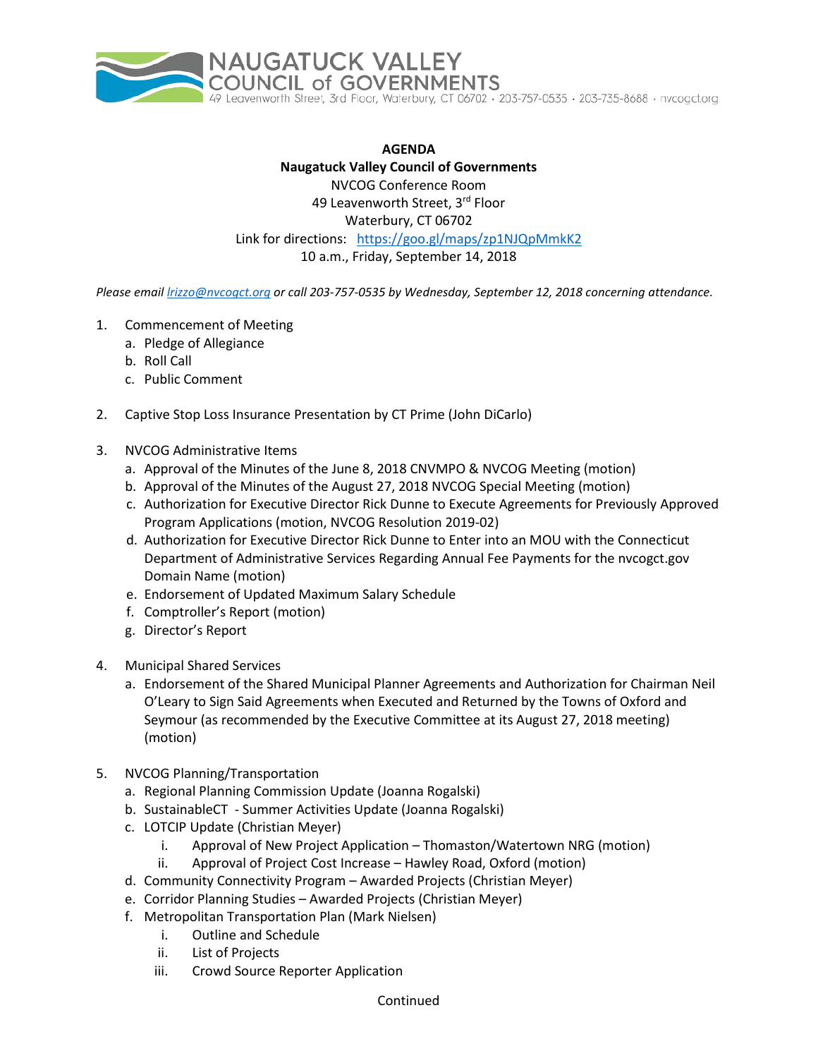NAUGATUCK VALLEY COUNCIL of GOVERNMENTS
49 Leavenworth Street, 3rd Floor, Waterbury, CT 06702 · 203-757-0535 · 203-735-8688 · nvcogct.org

**AGENDA**
**Naugatuck Valley Council of Governments**
NVCOG Conference Room
49 Leavenworth Street, 3rd Floor
Waterbury, CT 06702
Link for directions: https://goo.gl/maps/zp1NJQpMmkK2
10 a.m., Friday, September 14, 2018

*Please email lrizzo@nvcogct.org or call 203-757-0535 by Wednesday, September 12, 2018 concerning attendance.*

1. Commencement of Meeting
   a. Pledge of Allegiance
   b. Roll Call
   c. Public Comment

2. Captive Stop Loss Insurance Presentation by CT Prime (John DiCarlo)

3. NVCOG Administrative Items
   a. Approval of the Minutes of the June 8, 2018 CNVMPO & NVCOG Meeting (motion)
   b. Approval of the Minutes of the August 27, 2018 NVCOG Special Meeting (motion)
   c. Authorization for Executive Director Rick Dunne to Execute Agreements for Previously Approved Program Applications (motion, NVCOG Resolution 2019-02)
   d. Authorization for Executive Director Rick Dunne to Enter into an MOU with the Connecticut Department of Administrative Services Regarding Annual Fee Payments for the nvcogct.gov Domain Name (motion)
   e. Endorsement of Updated Maximum Salary Schedule
   f. Comptroller's Report (motion)
   g. Director's Report

4. Municipal Shared Services
   a. Endorsement of the Shared Municipal Planner Agreements and Authorization for Chairman Neil O'Leary to Sign Said Agreements when Executed and Returned by the Towns of Oxford and Seymour (as recommended by the Executive Committee at its August 27, 2018 meeting) (motion)

5. NVCOG Planning/Transportation
   a. Regional Planning Commission Update (Joanna Rogalski)
   b. SustainableCT - Summer Activities Update (Joanna Rogalski)
   c. LOTCIP Update (Christian Meyer)
      i. Approval of New Project Application – Thomaston/Watertown NRG (motion)
      ii. Approval of Project Cost Increase – Hawley Road, Oxford (motion)
   d. Community Connectivity Program – Awarded Projects (Christian Meyer)
   e. Corridor Planning Studies – Awarded Projects (Christian Meyer)
   f. Metropolitan Transportation Plan (Mark Nielsen)
      i. Outline and Schedule
      ii. List of Projects
      iii. Crowd Source Reporter Application

Continued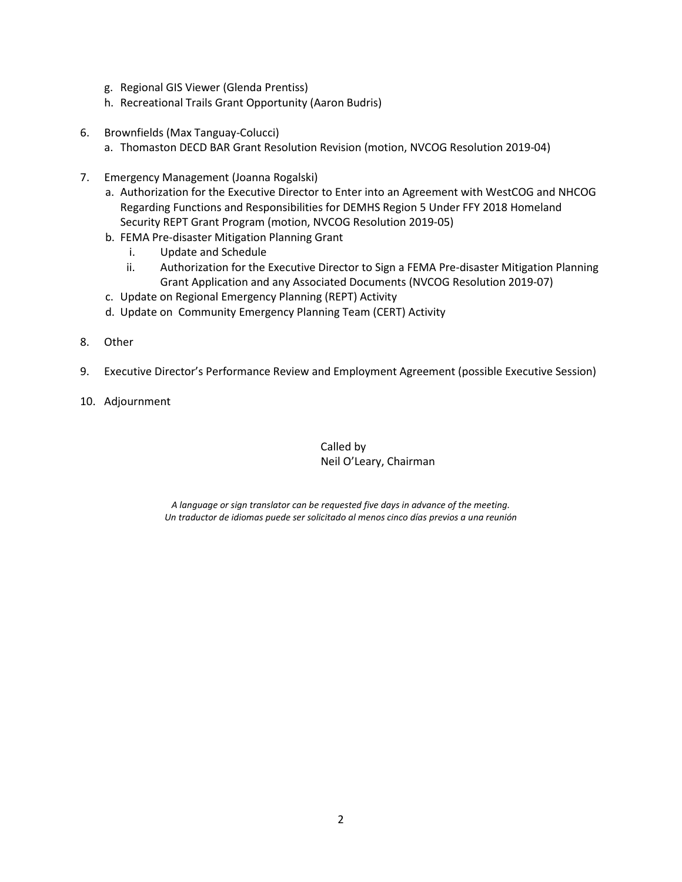g. Regional GIS Viewer (Glenda Prentiss)
   h. Recreational Trails Grant Opportunity (Aaron Budris)

6. Brownfields (Max Tanguay-Colucci)
   a. Thomaston DECD BAR Grant Resolution Revision (motion, NVCOG Resolution 2019-04)

7. Emergency Management (Joanna Rogalski)
   a. Authorization for the Executive Director to Enter into an Agreement with WestCOG and NHCOG Regarding Functions and Responsibilities for DEMHS Region 5 Under FFY 2018 Homeland Security REPT Grant Program (motion, NVCOG Resolution 2019-05)
   b. FEMA Pre-disaster Mitigation Planning Grant
      i. Update and Schedule
      ii. Authorization for the Executive Director to Sign a FEMA Pre-disaster Mitigation Planning Grant Application and any Associated Documents (NVCOG Resolution 2019-07)
   c. Update on Regional Emergency Planning (REPT) Activity
   d. Update on Community Emergency Planning Team (CERT) Activity

8. Other

9. Executive Director's Performance Review and Employment Agreement (possible Executive Session)

10. Adjournment

Called by
Neil O'Leary, Chairman

*A language or sign translator can be requested five days in advance of the meeting.*
*Un traductor de idiomas puede ser solicitado al menos cinco días previos a una reunión*